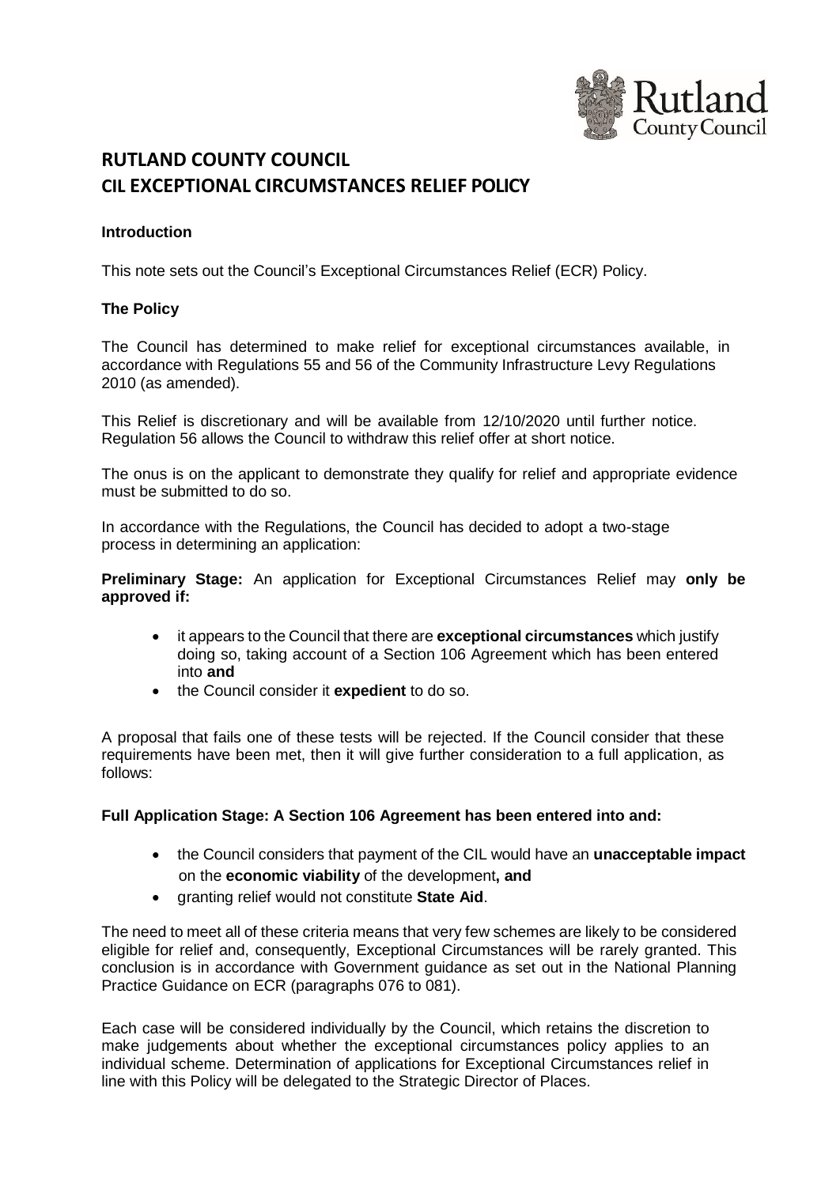# RUTLAND COUNTY COUNCIL
# CIL EXCEPTIONAL CIRCUMSTANCES RELIEF POLICY

### Introduction

This note sets out the Council's Exceptional Circumstances Relief (ECR) Policy.

### The Policy

The Council has determined to make relief for exceptional circumstances available, in accordance with Regulations 55 and 56 of the Community Infrastructure Levy Regulations 2010 (as amended).

This Relief is discretionary and will be available from 12/10/2020 until further notice. Regulation 56 allows the Council to withdraw this relief offer at short notice.

The onus is on the applicant to demonstrate they qualify for relief and appropriate evidence must be submitted to do so.

In accordance with the Regulations, the Council has decided to adopt a two-stage process in determining an application:

**Preliminary Stage:** An application for Exceptional Circumstances Relief may **only be approved if:**

- it appears to the Council that there are **exceptional circumstances** which justify doing so, taking account of a Section 106 Agreement which has been entered into **and**
- the Council consider it **expedient** to do so.

A proposal that fails one of these tests will be rejected. If the Council consider that these requirements have been met, then it will give further consideration to a full application, as follows:

**Full Application Stage: A Section 106 Agreement has been entered into and:**

- the Council considers that payment of the CIL would have an **unacceptable impact** on the **economic viability** of the development**, and**
- granting relief would not constitute **State Aid**.

The need to meet all of these criteria means that very few schemes are likely to be considered eligible for relief and, consequently, Exceptional Circumstances will be rarely granted. This conclusion is in accordance with Government guidance as set out in the National Planning Practice Guidance on ECR (paragraphs 076 to 081).

Each case will be considered individually by the Council, which retains the discretion to make judgements about whether the exceptional circumstances policy applies to an individual scheme. Determination of applications for Exceptional Circumstances relief in line with this Policy will be delegated to the Strategic Director of Places.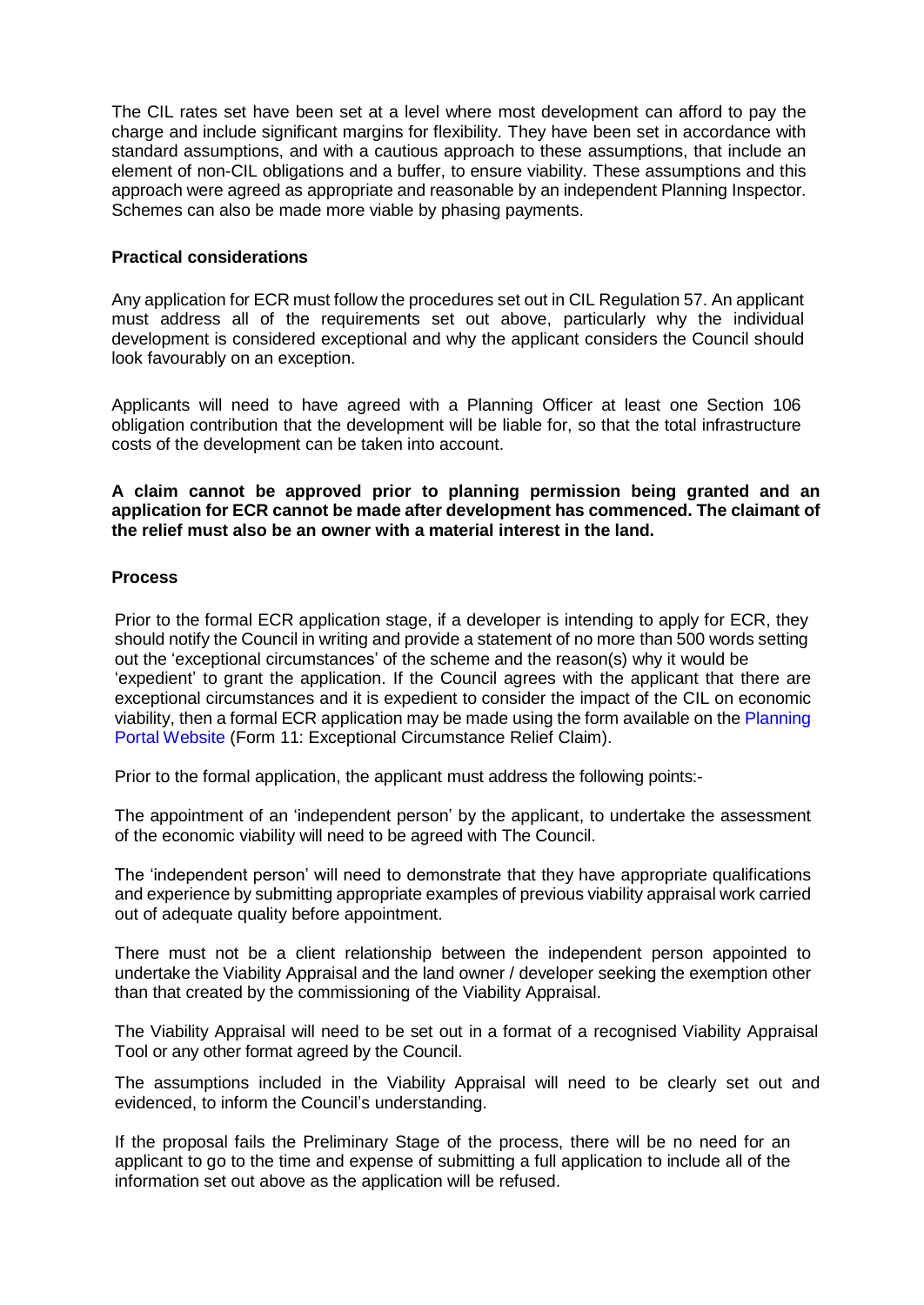The CIL rates set have been set at a level where most development can afford to pay the charge and include significant margins for flexibility. They have been set in accordance with standard assumptions, and with a cautious approach to these assumptions, that include an element of non-CIL obligations and a buffer, to ensure viability. These assumptions and this approach were agreed as appropriate and reasonable by an independent Planning Inspector. Schemes can also be made more viable by phasing payments.

**Practical considerations**

Any application for ECR must follow the procedures set out in CIL Regulation 57. An applicant must address all of the requirements set out above, particularly why the individual development is considered exceptional and why the applicant considers the Council should look favourably on an exception.

Applicants will need to have agreed with a Planning Officer at least one Section 106 obligation contribution that the development will be liable for, so that the total infrastructure costs of the development can be taken into account.

**A claim cannot be approved prior to planning permission being granted and an application for ECR cannot be made after development has commenced. The claimant of the relief must also be an owner with a material interest in the land.**

**Process**

Prior to the formal ECR application stage, if a developer is intending to apply for ECR, they should notify the Council in writing and provide a statement of no more than 500 words setting out the 'exceptional circumstances' of the scheme and the reason(s) why it would be 'expedient' to grant the application. If the Council agrees with the applicant that there are exceptional circumstances and it is expedient to consider the impact of the CIL on economic viability, then a formal ECR application may be made using the form available on the Planning Portal Website (Form 11: Exceptional Circumstance Relief Claim).

Prior to the formal application, the applicant must address the following points:-

The appointment of an 'independent person' by the applicant, to undertake the assessment of the economic viability will need to be agreed with The Council.

The 'independent person' will need to demonstrate that they have appropriate qualifications and experience by submitting appropriate examples of previous viability appraisal work carried out of adequate quality before appointment.

There must not be a client relationship between the independent person appointed to undertake the Viability Appraisal and the land owner / developer seeking the exemption other than that created by the commissioning of the Viability Appraisal.

The Viability Appraisal will need to be set out in a format of a recognised Viability Appraisal Tool or any other format agreed by the Council.

The assumptions included in the Viability Appraisal will need to be clearly set out and evidenced, to inform the Council's understanding.

If the proposal fails the Preliminary Stage of the process, there will be no need for an applicant to go to the time and expense of submitting a full application to include all of the information set out above as the application will be refused.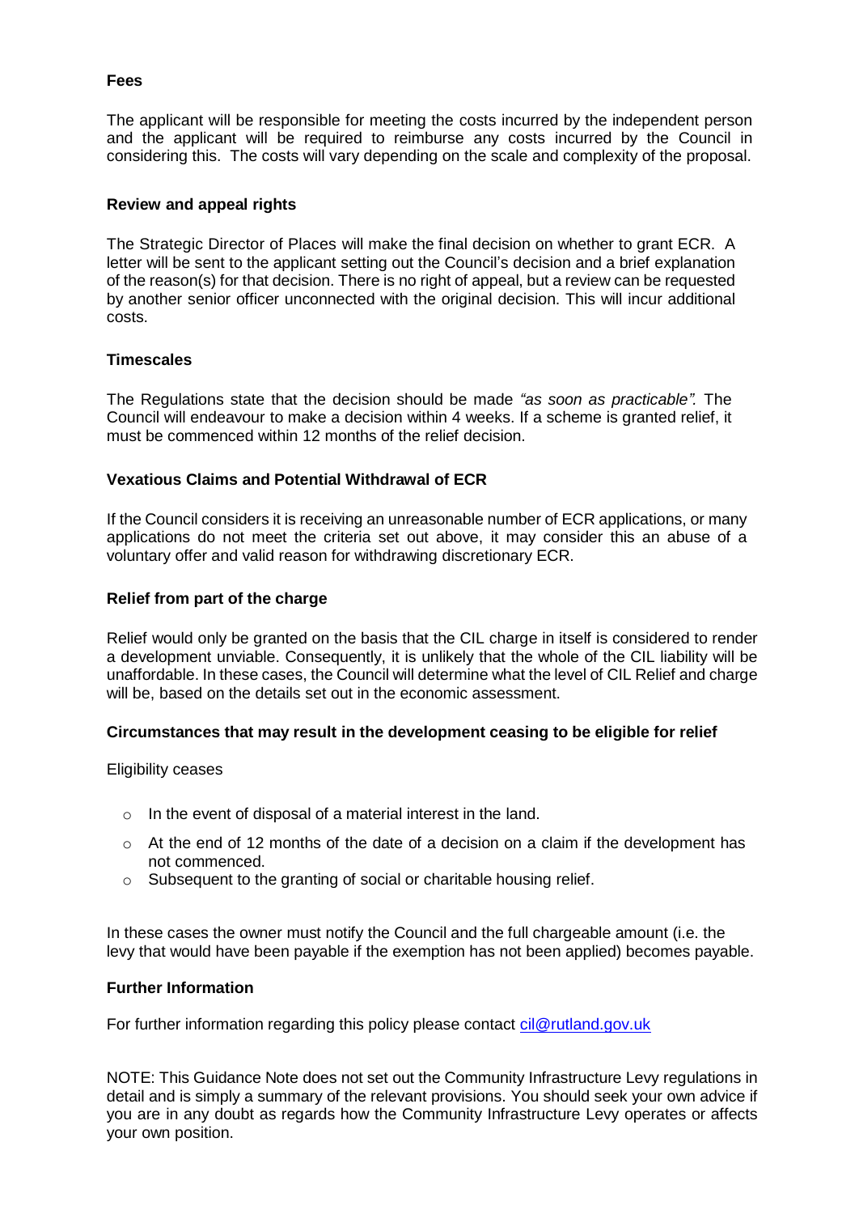**Fees**

The applicant will be responsible for meeting the costs incurred by the independent person and the applicant will be required to reimburse any costs incurred by the Council in considering this. The costs will vary depending on the scale and complexity of the proposal.

**Review and appeal rights**

The Strategic Director of Places will make the final decision on whether to grant ECR. A letter will be sent to the applicant setting out the Council's decision and a brief explanation of the reason(s) for that decision. There is no right of appeal, but a review can be requested by another senior officer unconnected with the original decision. This will incur additional costs.

**Timescales**

The Regulations state that the decision should be made *"as soon as practicable".* The Council will endeavour to make a decision within 4 weeks. If a scheme is granted relief, it must be commenced within 12 months of the relief decision.

**Vexatious Claims and Potential Withdrawal of ECR**

If the Council considers it is receiving an unreasonable number of ECR applications, or many applications do not meet the criteria set out above, it may consider this an abuse of a voluntary offer and valid reason for withdrawing discretionary ECR.

**Relief from part of the charge**

Relief would only be granted on the basis that the CIL charge in itself is considered to render a development unviable. Consequently, it is unlikely that the whole of the CIL liability will be unaffordable. In these cases, the Council will determine what the level of CIL Relief and charge will be, based on the details set out in the economic assessment.

**Circumstances that may result in the development ceasing to be eligible for relief**

Eligibility ceases

- In the event of disposal of a material interest in the land.
- At the end of 12 months of the date of a decision on a claim if the development has not commenced.
- Subsequent to the granting of social or charitable housing relief.

In these cases the owner must notify the Council and the full chargeable amount (i.e. the levy that would have been payable if the exemption has not been applied) becomes payable.

**Further Information**

For further information regarding this policy please contact cil@rutland.gov.uk

NOTE: This Guidance Note does not set out the Community Infrastructure Levy regulations in detail and is simply a summary of the relevant provisions. You should seek your own advice if you are in any doubt as regards how the Community Infrastructure Levy operates or affects your own position.